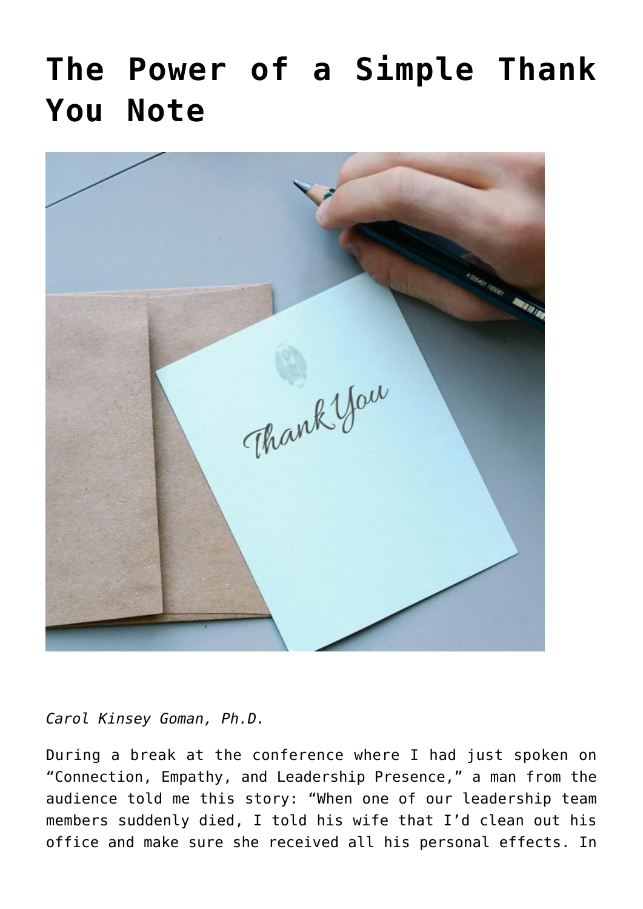# The Power of a Simple Thank You Note

*Carol Kinsey Goman, Ph.D.*

During a break at the conference where I had just spoken on "Connection, Empathy, and Leadership Presence," a man from the audience told me this story: "When one of our leadership team members suddenly died, I told his wife that I'd clean out his office and make sure she received all his personal effects. In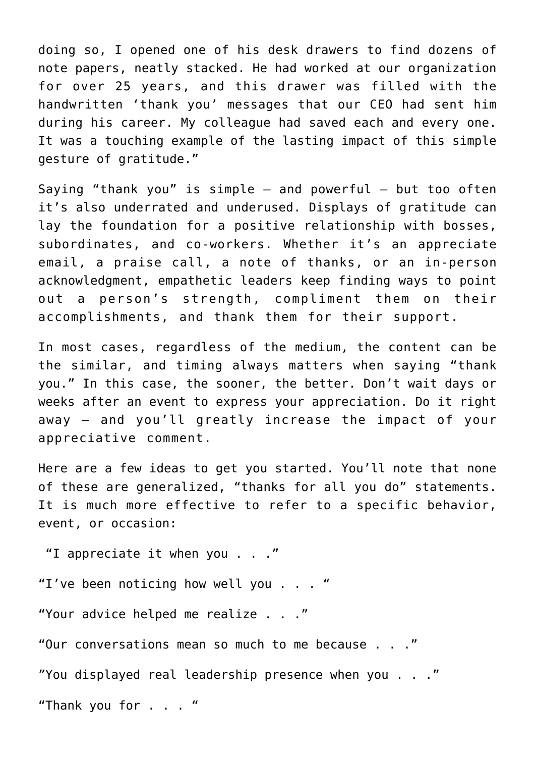doing so, I opened one of his desk drawers to find dozens of note papers, neatly stacked. He had worked at our organization for over 25 years, and this drawer was filled with the handwritten 'thank you' messages that our CEO had sent him during his career. My colleague had saved each and every one. It was a touching example of the lasting impact of this simple gesture of gratitude."

Saying "thank you" is simple – and powerful – but too often it's also underrated and underused. Displays of gratitude can lay the foundation for a positive relationship with bosses, subordinates, and co-workers. Whether it's an appreciate email, a praise call, a note of thanks, or an in-person acknowledgment, empathetic leaders keep finding ways to point out a person's strength, compliment them on their accomplishments, and thank them for their support.

In most cases, regardless of the medium, the content can be the similar, and timing always matters when saying "thank you." In this case, the sooner, the better. Don't wait days or weeks after an event to express your appreciation. Do it right away – and you'll greatly increase the impact of your appreciative comment.

Here are a few ideas to get you started. You'll note that none of these are generalized, "thanks for all you do" statements. It is much more effective to refer to a specific behavior, event, or occasion:

"I appreciate it when you . . ."

"I've been noticing how well you . . . "

"Your advice helped me realize . . ."

"Our conversations mean so much to me because . . ."

"You displayed real leadership presence when you . . ."

"Thank you for . . . "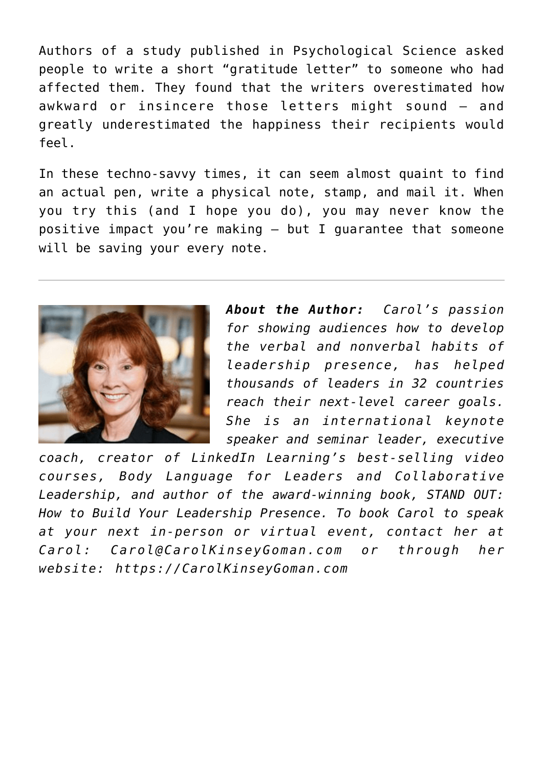Authors of a study published in Psychological Science asked people to write a short "gratitude letter" to someone who had affected them. They found that the writers overestimated how awkward or insincere those letters might sound – and greatly underestimated the happiness their recipients would feel.

In these techno-savvy times, it can seem almost quaint to find an actual pen, write a physical note, stamp, and mail it. When you try this (and I hope you do), you may never know the positive impact you're making – but I guarantee that someone will be saving your every note.

---

***About the Author:*** *Carol's passion for showing audiences how to develop the verbal and nonverbal habits of leadership presence, has helped thousands of leaders in 32 countries reach their next-level career goals. She is an international keynote speaker and seminar leader, executive coach, creator of LinkedIn Learning's best-selling video courses, Body Language for Leaders and Collaborative Leadership, and author of the award-winning book, STAND OUT: How to Build Your Leadership Presence. To book Carol to speak at your next in-person or virtual event, contact her at Carol: Carol@CarolKinseyGoman.com or through her website: https://CarolKinseyGoman.com*